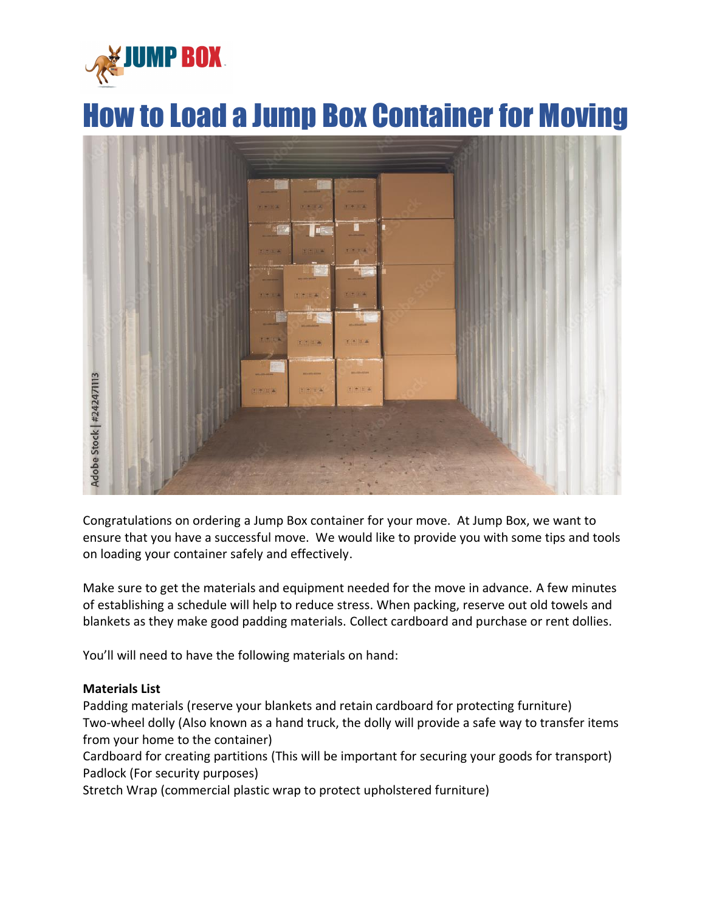# How to Load a Jump Box Container for Moving

Congratulations on ordering a Jump Box container for your move. At Jump Box, we want to ensure that you have a successful move. We would like to provide you with some tips and tools on loading your container safely and effectively.

Make sure to get the materials and equipment needed for the move in advance. A few minutes of establishing a schedule will help to reduce stress. When packing, reserve out old towels and blankets as they make good padding materials. Collect cardboard and purchase or rent dollies.

You'll will need to have the following materials on hand:

**Materials List**

Padding materials (reserve your blankets and retain cardboard for protecting furniture)
Two-wheel dolly (Also known as a hand truck, the dolly will provide a safe way to transfer items from your home to the container)
Cardboard for creating partitions (This will be important for securing your goods for transport)
Padlock (For security purposes)
Stretch Wrap (commercial plastic wrap to protect upholstered furniture)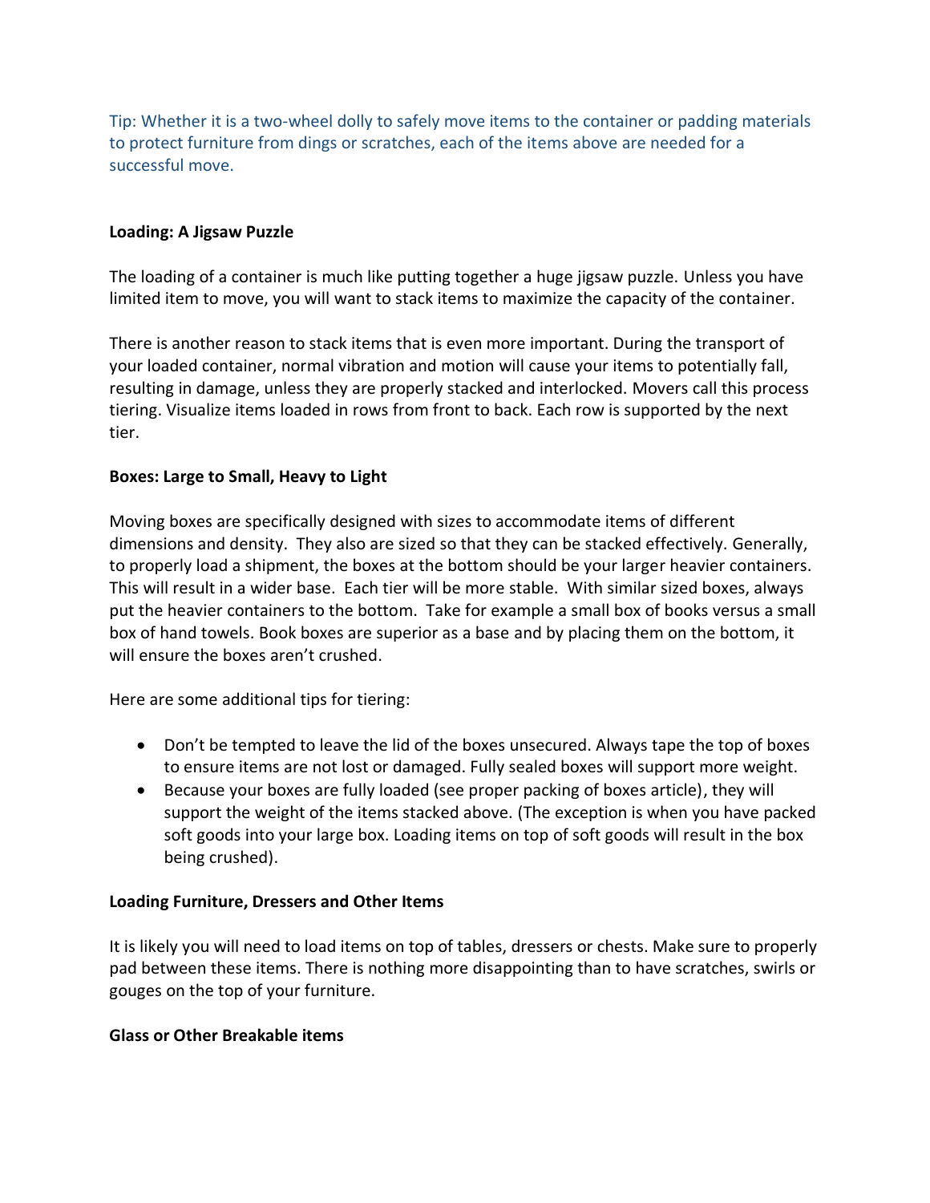Tip: Whether it is a two-wheel dolly to safely move items to the container or padding materials to protect furniture from dings or scratches, each of the items above are needed for a successful move.

**Loading: A Jigsaw Puzzle**

The loading of a container is much like putting together a huge jigsaw puzzle. Unless you have limited item to move, you will want to stack items to maximize the capacity of the container.

There is another reason to stack items that is even more important. During the transport of your loaded container, normal vibration and motion will cause your items to potentially fall, resulting in damage, unless they are properly stacked and interlocked. Movers call this process tiering. Visualize items loaded in rows from front to back. Each row is supported by the next tier.

**Boxes: Large to Small, Heavy to Light**

Moving boxes are specifically designed with sizes to accommodate items of different dimensions and density. They also are sized so that they can be stacked effectively. Generally, to properly load a shipment, the boxes at the bottom should be your larger heavier containers. This will result in a wider base. Each tier will be more stable. With similar sized boxes, always put the heavier containers to the bottom. Take for example a small box of books versus a small box of hand towels. Book boxes are superior as a base and by placing them on the bottom, it will ensure the boxes aren't crushed.

Here are some additional tips for tiering:

- Don't be tempted to leave the lid of the boxes unsecured. Always tape the top of boxes to ensure items are not lost or damaged. Fully sealed boxes will support more weight.
- Because your boxes are fully loaded (see proper packing of boxes article), they will support the weight of the items stacked above. (The exception is when you have packed soft goods into your large box. Loading items on top of soft goods will result in the box being crushed).

**Loading Furniture, Dressers and Other Items**

It is likely you will need to load items on top of tables, dressers or chests. Make sure to properly pad between these items. There is nothing more disappointing than to have scratches, swirls or gouges on the top of your furniture.

**Glass or Other Breakable items**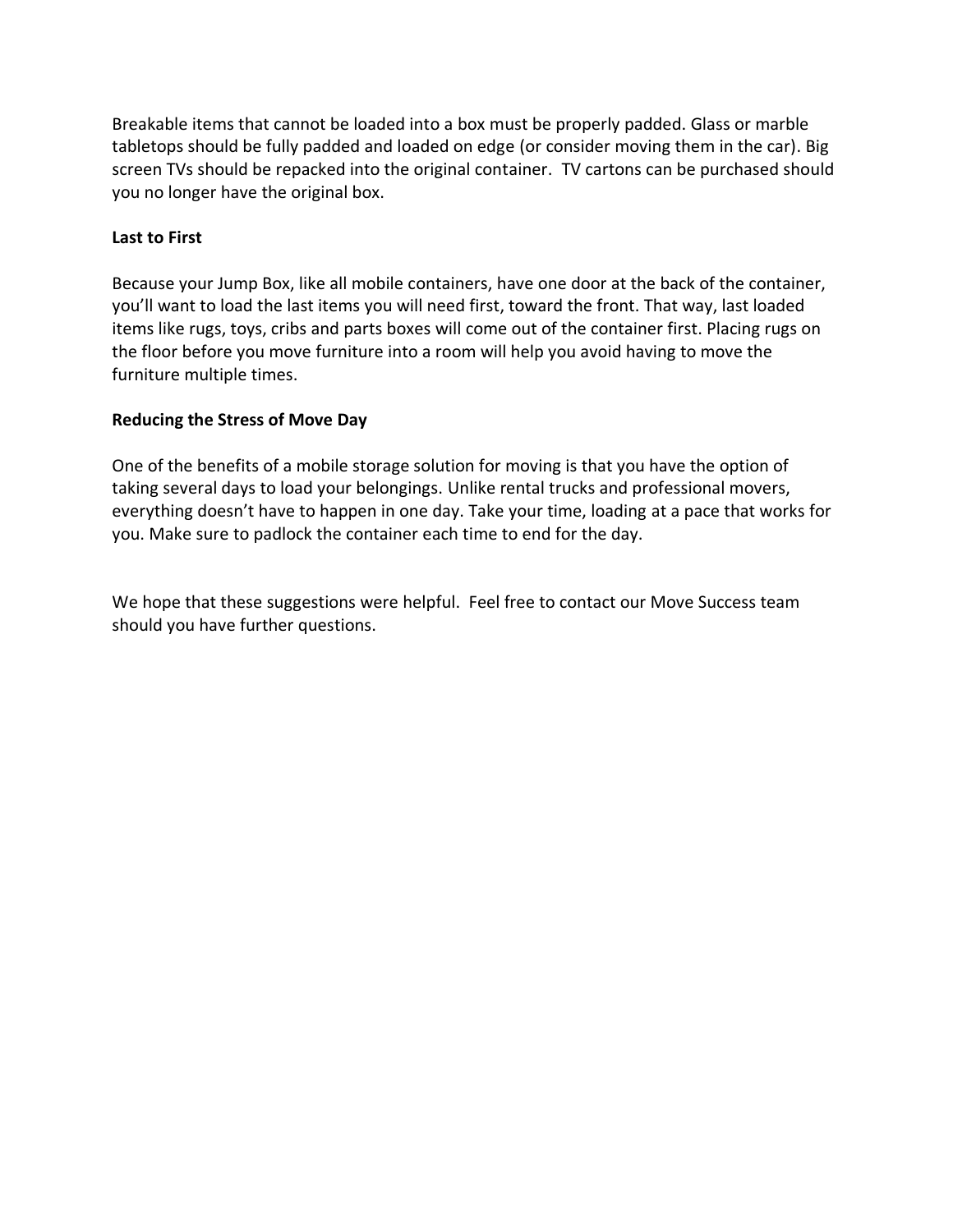Breakable items that cannot be loaded into a box must be properly padded. Glass or marble tabletops should be fully padded and loaded on edge (or consider moving them in the car). Big screen TVs should be repacked into the original container. TV cartons can be purchased should you no longer have the original box.

**Last to First**

Because your Jump Box, like all mobile containers, have one door at the back of the container, you'll want to load the last items you will need first, toward the front. That way, last loaded items like rugs, toys, cribs and parts boxes will come out of the container first. Placing rugs on the floor before you move furniture into a room will help you avoid having to move the furniture multiple times.

**Reducing the Stress of Move Day**

One of the benefits of a mobile storage solution for moving is that you have the option of taking several days to load your belongings. Unlike rental trucks and professional movers, everything doesn't have to happen in one day. Take your time, loading at a pace that works for you. Make sure to padlock the container each time to end for the day.

We hope that these suggestions were helpful. Feel free to contact our Move Success team should you have further questions.